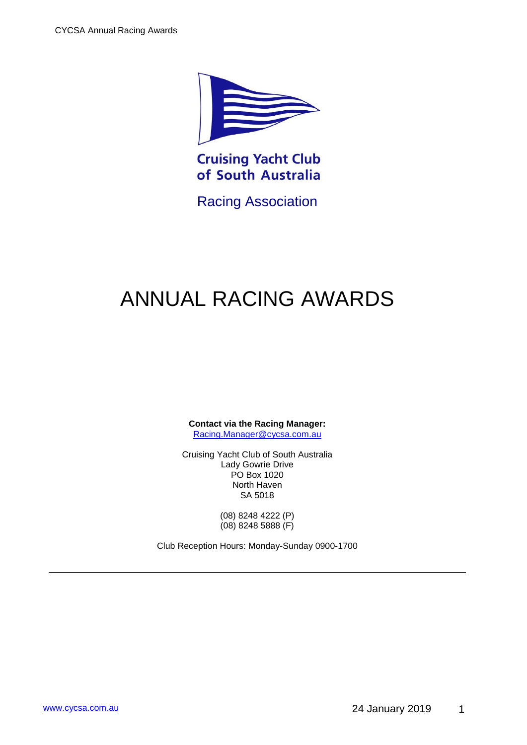Cruising Yacht Club of South Australia

Racing Association

# ANNUAL RACING AWARDS

**Contact via the Racing Manager:**
Racing.Manager@cycsa.com.au

Cruising Yacht Club of South Australia
Lady Gowrie Drive
PO Box 1020
North Haven
SA 5018

(08) 8248 4222 (P)
(08) 8248 5888 (F)

Club Reception Hours: Monday-Sunday 0900-1700

---

www.cycsa.com.au

24 January 2019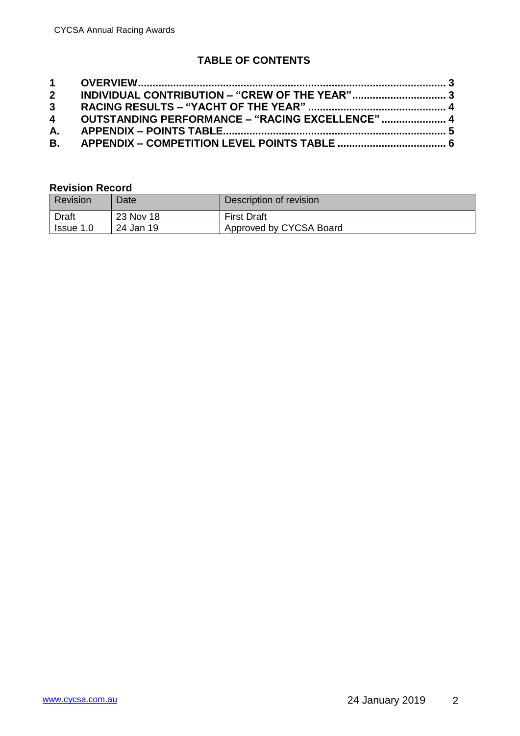## TABLE OF CONTENTS

| | | |
|---|---|---|
| **1** | **OVERVIEW** | **3** |
| **2** | **INDIVIDUAL CONTRIBUTION – "CREW OF THE YEAR"** | **3** |
| **3** | **RACING RESULTS – "YACHT OF THE YEAR"** | **4** |
| **4** | **OUTSTANDING PERFORMANCE – "RACING EXCELLENCE"** | **4** |
| **A.** | **APPENDIX – POINTS TABLE** | **5** |
| **B.** | **APPENDIX – COMPETITION LEVEL POINTS TABLE** | **6** |

**Revision Record**

| Revision | Date | Description of revision |
|---|---|---|
| Draft | 23 Nov 18 | First Draft |
| Issue 1.0 | 24 Jan 19 | Approved by CYCSA Board |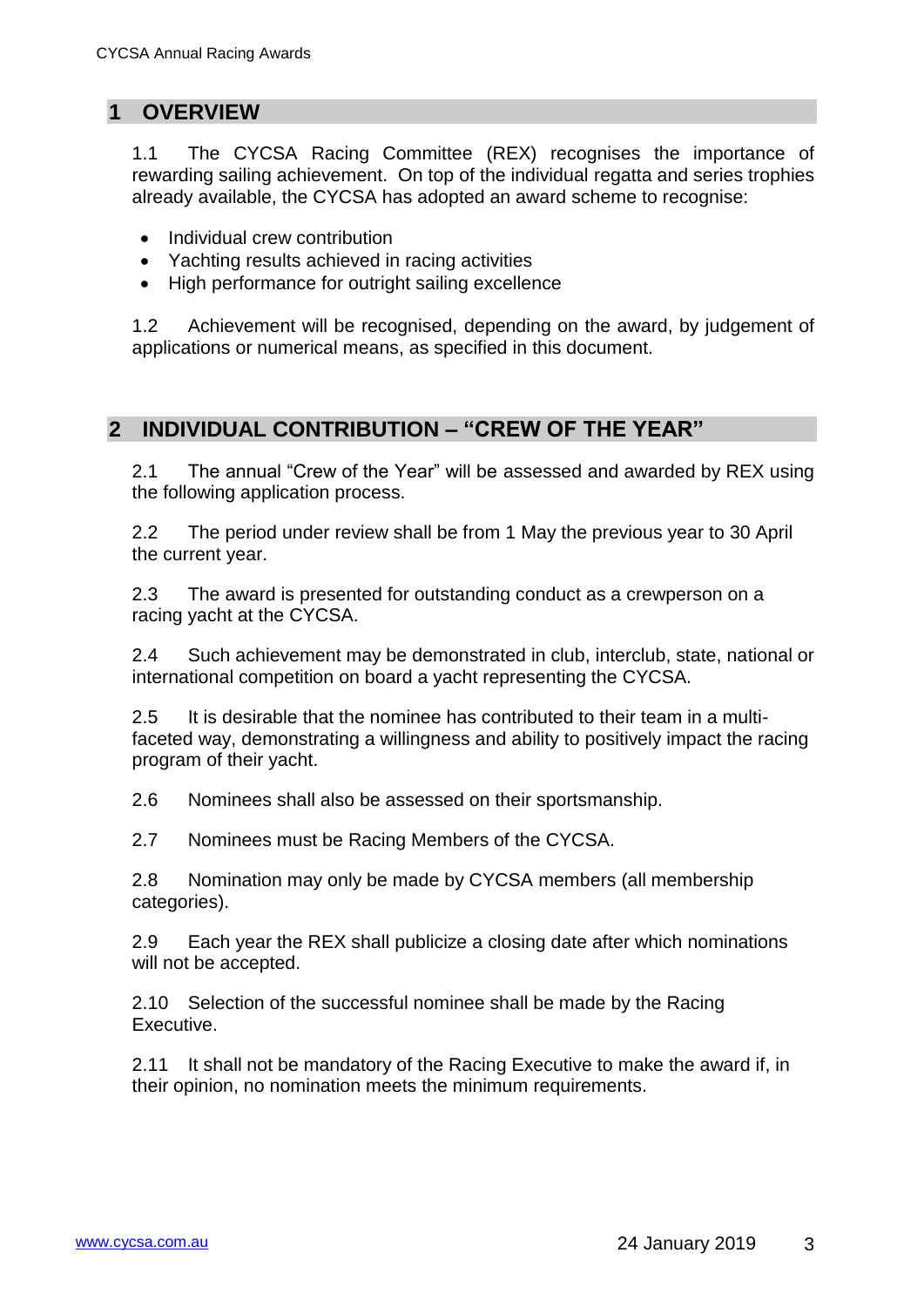## 1 OVERVIEW

1.1 The CYCSA Racing Committee (REX) recognises the importance of rewarding sailing achievement. On top of the individual regatta and series trophies already available, the CYCSA has adopted an award scheme to recognise:

- Individual crew contribution
- Yachting results achieved in racing activities
- High performance for outright sailing excellence

1.2 Achievement will be recognised, depending on the award, by judgement of applications or numerical means, as specified in this document.

## 2 INDIVIDUAL CONTRIBUTION – "CREW OF THE YEAR"

2.1 The annual "Crew of the Year" will be assessed and awarded by REX using the following application process.

2.2 The period under review shall be from 1 May the previous year to 30 April the current year.

2.3 The award is presented for outstanding conduct as a crewperson on a racing yacht at the CYCSA.

2.4 Such achievement may be demonstrated in club, interclub, state, national or international competition on board a yacht representing the CYCSA.

2.5 It is desirable that the nominee has contributed to their team in a multi-faceted way, demonstrating a willingness and ability to positively impact the racing program of their yacht.

2.6 Nominees shall also be assessed on their sportsmanship.

2.7 Nominees must be Racing Members of the CYCSA.

2.8 Nomination may only be made by CYCSA members (all membership categories).

2.9 Each year the REX shall publicize a closing date after which nominations will not be accepted.

2.10 Selection of the successful nominee shall be made by the Racing Executive.

2.11 It shall not be mandatory of the Racing Executive to make the award if, in their opinion, no nomination meets the minimum requirements.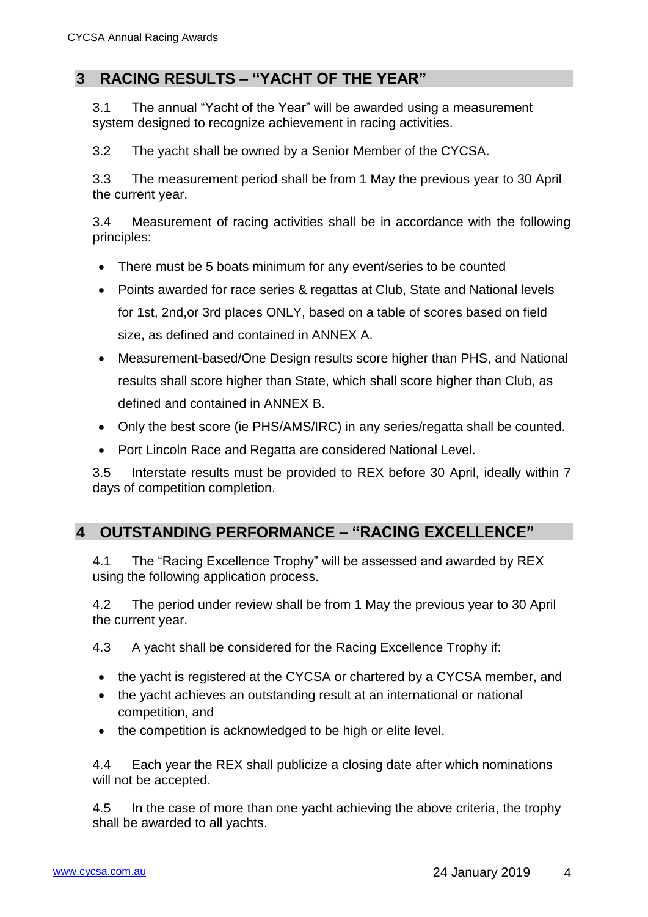## 3 RACING RESULTS – "YACHT OF THE YEAR"

3.1 The annual "Yacht of the Year" will be awarded using a measurement system designed to recognize achievement in racing activities.

3.2 The yacht shall be owned by a Senior Member of the CYCSA.

3.3 The measurement period shall be from 1 May the previous year to 30 April the current year.

3.4 Measurement of racing activities shall be in accordance with the following principles:

- There must be 5 boats minimum for any event/series to be counted
- Points awarded for race series & regattas at Club, State and National levels for 1st, 2nd,or 3rd places ONLY, based on a table of scores based on field size, as defined and contained in ANNEX A.
- Measurement-based/One Design results score higher than PHS, and National results shall score higher than State, which shall score higher than Club, as defined and contained in ANNEX B.
- Only the best score (ie PHS/AMS/IRC) in any series/regatta shall be counted.
- Port Lincoln Race and Regatta are considered National Level.

3.5 Interstate results must be provided to REX before 30 April, ideally within 7 days of competition completion.

## 4 OUTSTANDING PERFORMANCE – "RACING EXCELLENCE"

4.1 The "Racing Excellence Trophy" will be assessed and awarded by REX using the following application process.

4.2 The period under review shall be from 1 May the previous year to 30 April the current year.

4.3 A yacht shall be considered for the Racing Excellence Trophy if:

- the yacht is registered at the CYCSA or chartered by a CYCSA member, and
- the yacht achieves an outstanding result at an international or national competition, and
- the competition is acknowledged to be high or elite level.

4.4 Each year the REX shall publicize a closing date after which nominations will not be accepted.

4.5 In the case of more than one yacht achieving the above criteria, the trophy shall be awarded to all yachts.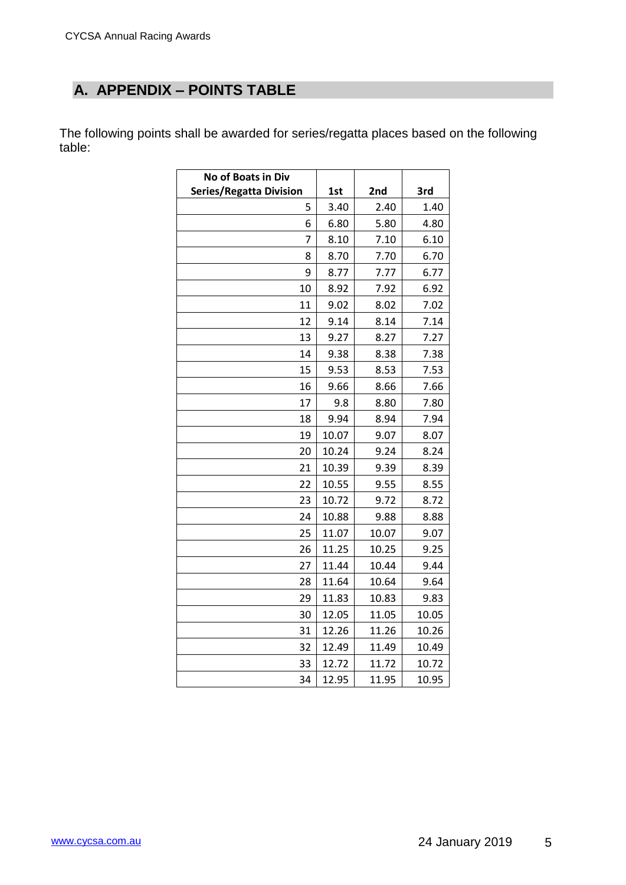## A. APPENDIX – POINTS TABLE

The following points shall be awarded for series/regatta places based on the following table:

| No of Boats in Div Series/Regatta Division | 1st | 2nd | 3rd |
|---|---|---|---|
| 5 | 3.40 | 2.40 | 1.40 |
| 6 | 6.80 | 5.80 | 4.80 |
| 7 | 8.10 | 7.10 | 6.10 |
| 8 | 8.70 | 7.70 | 6.70 |
| 9 | 8.77 | 7.77 | 6.77 |
| 10 | 8.92 | 7.92 | 6.92 |
| 11 | 9.02 | 8.02 | 7.02 |
| 12 | 9.14 | 8.14 | 7.14 |
| 13 | 9.27 | 8.27 | 7.27 |
| 14 | 9.38 | 8.38 | 7.38 |
| 15 | 9.53 | 8.53 | 7.53 |
| 16 | 9.66 | 8.66 | 7.66 |
| 17 | 9.8 | 8.80 | 7.80 |
| 18 | 9.94 | 8.94 | 7.94 |
| 19 | 10.07 | 9.07 | 8.07 |
| 20 | 10.24 | 9.24 | 8.24 |
| 21 | 10.39 | 9.39 | 8.39 |
| 22 | 10.55 | 9.55 | 8.55 |
| 23 | 10.72 | 9.72 | 8.72 |
| 24 | 10.88 | 9.88 | 8.88 |
| 25 | 11.07 | 10.07 | 9.07 |
| 26 | 11.25 | 10.25 | 9.25 |
| 27 | 11.44 | 10.44 | 9.44 |
| 28 | 11.64 | 10.64 | 9.64 |
| 29 | 11.83 | 10.83 | 9.83 |
| 30 | 12.05 | 11.05 | 10.05 |
| 31 | 12.26 | 11.26 | 10.26 |
| 32 | 12.49 | 11.49 | 10.49 |
| 33 | 12.72 | 11.72 | 10.72 |
| 34 | 12.95 | 11.95 | 10.95 |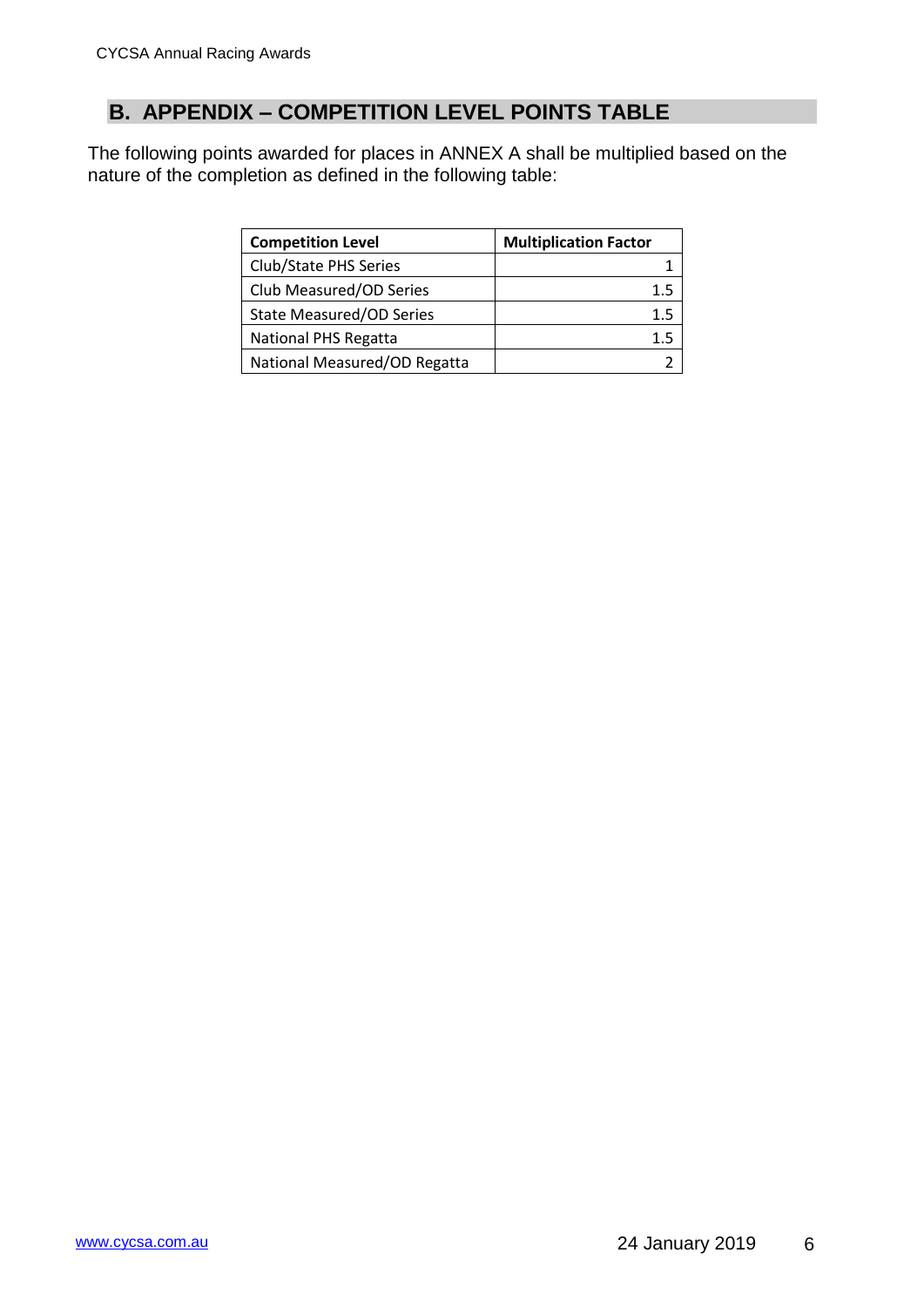## B. APPENDIX – COMPETITION LEVEL POINTS TABLE

The following points awarded for places in ANNEX A shall be multiplied based on the nature of the completion as defined in the following table:

| Competition Level | Multiplication Factor |
|---|---|
| Club/State PHS Series | 1 |
| Club Measured/OD Series | 1.5 |
| State Measured/OD Series | 1.5 |
| National PHS Regatta | 1.5 |
| National Measured/OD Regatta | 2 |